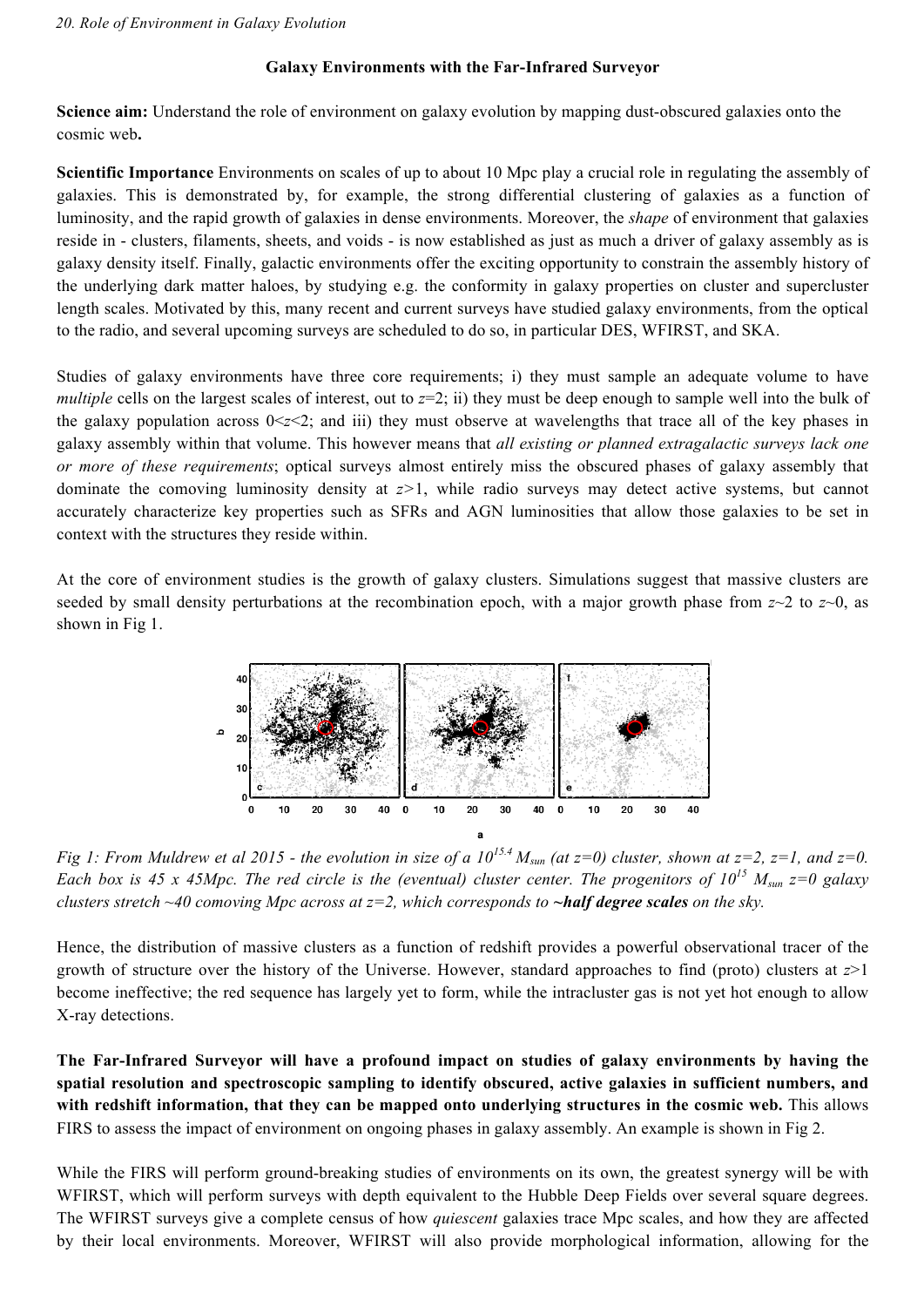*20. Role of Environment in Galaxy Evolution*

**Galaxy Environments with the Far-Infrared Surveyor**

**Science aim:** Understand the role of environment on galaxy evolution by mapping dust-obscured galaxies onto the cosmic web**.**

**Scientific Importance** Environments on scales of up to about 10 Mpc play a crucial role in regulating the assembly of galaxies. This is demonstrated by, for example, the strong differential clustering of galaxies as a function of luminosity, and the rapid growth of galaxies in dense environments. Moreover, the *shape* of environment that galaxies reside in - clusters, filaments, sheets, and voids - is now established as just as much a driver of galaxy assembly as is galaxy density itself. Finally, galactic environments offer the exciting opportunity to constrain the assembly history of the underlying dark matter haloes, by studying e.g. the conformity in galaxy properties on cluster and supercluster length scales. Motivated by this, many recent and current surveys have studied galaxy environments, from the optical to the radio, and several upcoming surveys are scheduled to do so, in particular DES, WFIRST, and SKA.

Studies of galaxy environments have three core requirements; i) they must sample an adequate volume to have *multiple* cells on the largest scales of interest, out to $z$=2; ii) they must be deep enough to sample well into the bulk of the galaxy population across $0<z<2$; and iii) they must observe at wavelengths that trace all of the key phases in galaxy assembly within that volume. This however means that *all existing or planned extragalactic surveys lack one or more of these requirements*; optical surveys almost entirely miss the obscured phases of galaxy assembly that dominate the comoving luminosity density at $z>1$, while radio surveys may detect active systems, but cannot accurately characterize key properties such as SFRs and AGN luminosities that allow those galaxies to be set in context with the structures they reside within.

At the core of environment studies is the growth of galaxy clusters. Simulations suggest that massive clusters are seeded by small density perturbations at the recombination epoch, with a major growth phase from $z\sim2$ to $z\sim0$, as shown in Fig 1.

*Fig 1: From Muldrew et al 2015 - the evolution in size of a $10^{15.4}$ $M_{sun}$ (at z=0) cluster, shown at z=2, z=1, and z=0. Each box is 45 x 45Mpc. The red circle is the (eventual) cluster center. The progenitors of $10^{15}$ $M_{sun}$ z=0 galaxy clusters stretch ~40 comoving Mpc across at z=2, which corresponds to **~half degree scales** on the sky.*

Hence, the distribution of massive clusters as a function of redshift provides a powerful observational tracer of the growth of structure over the history of the Universe. However, standard approaches to find (proto) clusters at $z>1$ become ineffective; the red sequence has largely yet to form, while the intracluster gas is not yet hot enough to allow X-ray detections.

**The Far-Infrared Surveyor will have a profound impact on studies of galaxy environments by having the spatial resolution and spectroscopic sampling to identify obscured, active galaxies in sufficient numbers, and with redshift information, that they can be mapped onto underlying structures in the cosmic web.** This allows FIRS to assess the impact of environment on ongoing phases in galaxy assembly. An example is shown in Fig 2.

While the FIRS will perform ground-breaking studies of environments on its own, the greatest synergy will be with WFIRST, which will perform surveys with depth equivalent to the Hubble Deep Fields over several square degrees. The WFIRST surveys give a complete census of how *quiescent* galaxies trace Mpc scales, and how they are affected by their local environments. Moreover, WFIRST will also provide morphological information, allowing for the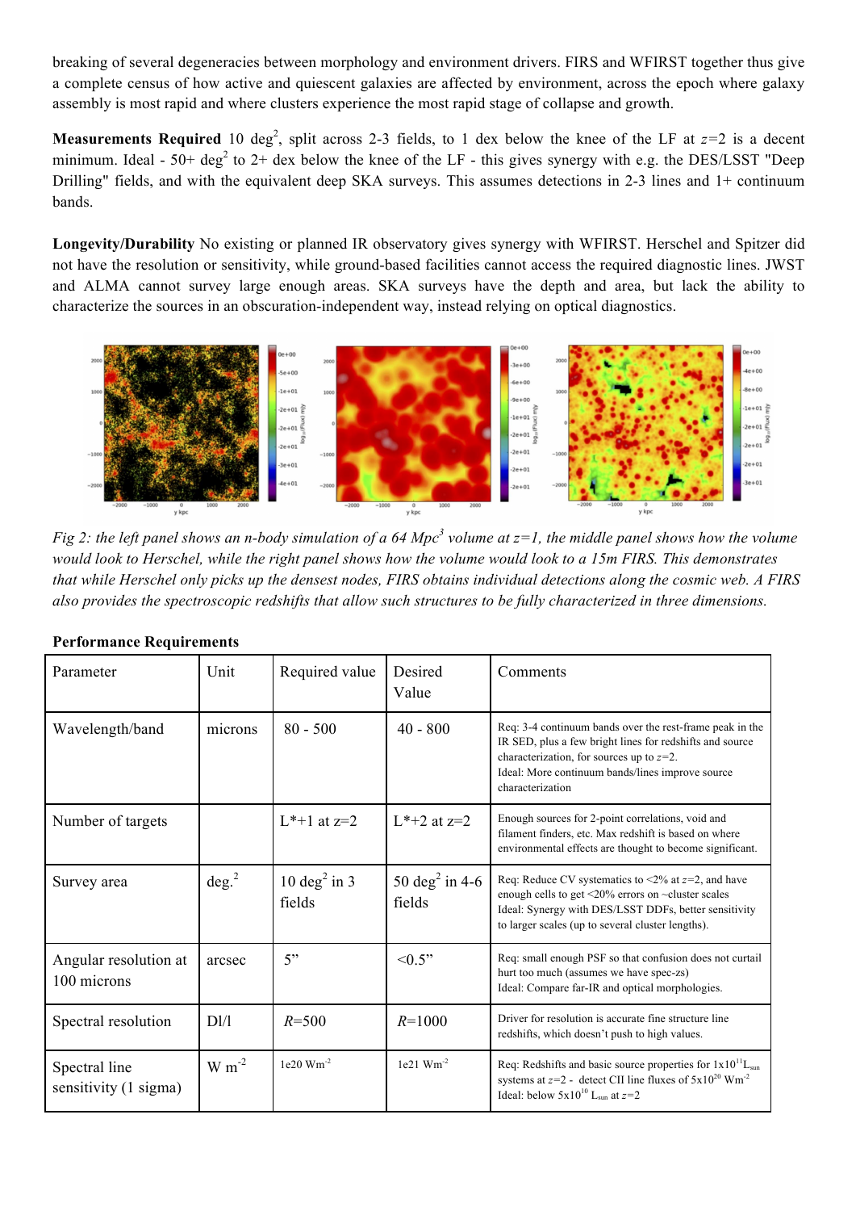breaking of several degeneracies between morphology and environment drivers. FIRS and WFIRST together thus give a complete census of how active and quiescent galaxies are affected by environment, across the epoch where galaxy assembly is most rapid and where clusters experience the most rapid stage of collapse and growth.

**Measurements Required** 10 deg$^2$, split across 2-3 fields, to 1 dex below the knee of the LF at $z$=2 is a decent minimum. Ideal - 50+ deg$^2$ to 2+ dex below the knee of the LF - this gives synergy with e.g. the DES/LSST "Deep Drilling" fields, and with the equivalent deep SKA surveys. This assumes detections in 2-3 lines and 1+ continuum bands.

**Longevity/Durability** No existing or planned IR observatory gives synergy with WFIRST. Herschel and Spitzer did not have the resolution or sensitivity, while ground-based facilities cannot access the required diagnostic lines. JWST and ALMA cannot survey large enough areas. SKA surveys have the depth and area, but lack the ability to characterize the sources in an obscuration-independent way, instead relying on optical diagnostics.

*Fig 2: the left panel shows an n-body simulation of a 64 Mpc$^3$ volume at z=1, the middle panel shows how the volume would look to Herschel, while the right panel shows how the volume would look to a 15m FIRS. This demonstrates that while Herschel only picks up the densest nodes, FIRS obtains individual detections along the cosmic web. A FIRS also provides the spectroscopic redshifts that allow such structures to be fully characterized in three dimensions.*

**Performance Requirements**

| Parameter | Unit | Required value | Desired Value | Comments |
|---|---|---|---|---|
| Wavelength/band | microns | 80 - 500 | 40 - 800 | Req: 3-4 continuum bands over the rest-frame peak in the IR SED, plus a few bright lines for redshifts and source characterization, for sources up to $z$=2. Ideal: More continuum bands/lines improve source characterization |
| Number of targets | | L*+1 at z=2 | L*+2 at z=2 | Enough sources for 2-point correlations, void and filament finders, etc. Max redshift is based on where environmental effects are thought to become significant. |
| Survey area | deg.$^2$ | 10 deg$^2$ in 3 fields | 50 deg$^2$ in 4-6 fields | Req: Reduce CV systematics to <2% at $z$=2, and have enough cells to get <20% errors on ~cluster scales Ideal: Synergy with DES/LSST DDFs, better sensitivity to larger scales (up to several cluster lengths). |
| Angular resolution at 100 microns | arcsec | 5" | <0.5" | Req: small enough PSF so that confusion does not curtail hurt too much (assumes we have spec-zs) Ideal: Compare far-IR and optical morphologies. |
| Spectral resolution | Dl/l | $R$=500 | $R$=1000 | Driver for resolution is accurate fine structure line redshifts, which doesn't push to high values. |
| Spectral line sensitivity (1 sigma) | W m$^{-2}$ | 1e20 Wm$^{-2}$ | 1e21 Wm$^{-2}$ | Req: Redshifts and basic source properties for 1x10$^{11}$L$_{sun}$ systems at $z$=2 - detect CII line fluxes of 5x10$^{20}$ Wm$^{-2}$ Ideal: below 5x10$^{10}$ L$_{sun}$ at $z$=2 |